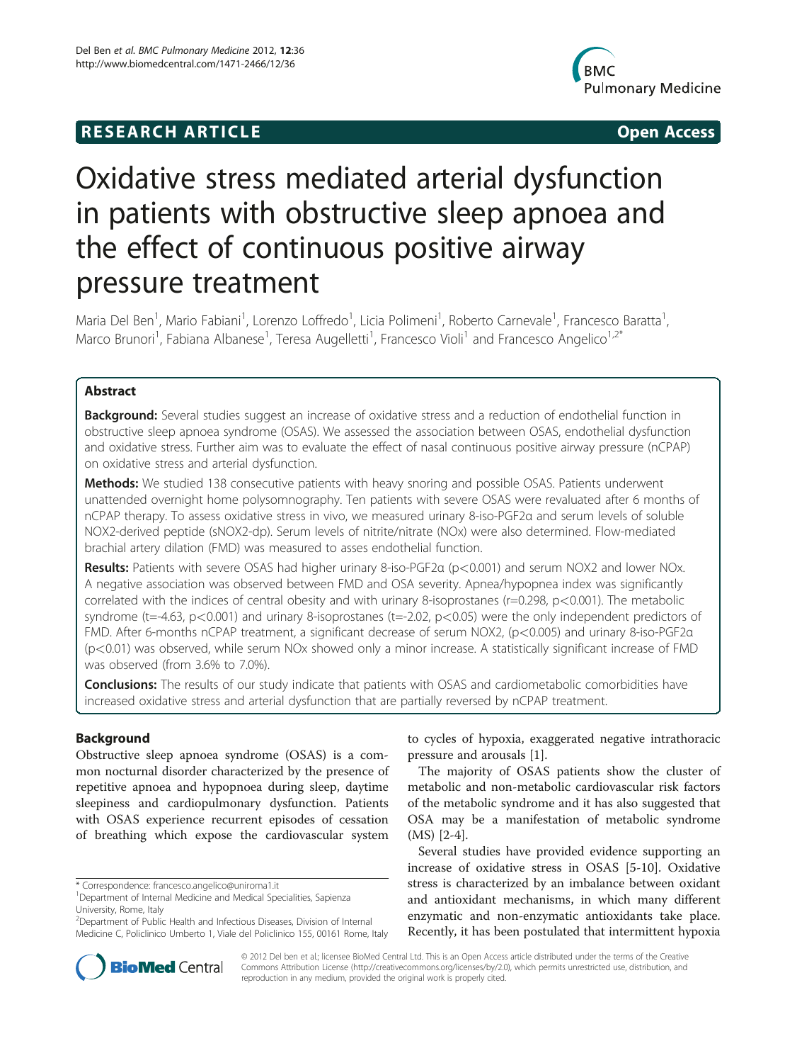**RESEARCH ARTICLE** **Open Access**

# Oxidative stress mediated arterial dysfunction in patients with obstructive sleep apnoea and the effect of continuous positive airway pressure treatment

Maria Del Ben[1], Mario Fabiani[1], Lorenzo Loffredo[1], Licia Polimeni[1], Roberto Carnevale[1], Francesco Baratta[1], Marco Brunori[1], Fabiana Albanese[1], Teresa Augelletti[1], Francesco Violi[1] and Francesco Angelico[1,2*]

## Abstract

**Background:** Several studies suggest an increase of oxidative stress and a reduction of endothelial function in obstructive sleep apnoea syndrome (OSAS). We assessed the association between OSAS, endothelial dysfunction and oxidative stress. Further aim was to evaluate the effect of nasal continuous positive airway pressure (nCPAP) on oxidative stress and arterial dysfunction.

**Methods:** We studied 138 consecutive patients with heavy snoring and possible OSAS. Patients underwent unattended overnight home polysomnography. Ten patients with severe OSAS were revaluated after 6 months of nCPAP therapy. To assess oxidative stress in vivo, we measured urinary 8-iso-PGF2α and serum levels of soluble NOX2-derived peptide (sNOX2-dp). Serum levels of nitrite/nitrate (NOx) were also determined. Flow-mediated brachial artery dilation (FMD) was measured to asses endothelial function.

**Results:** Patients with severe OSAS had higher urinary 8-iso-PGF2α ($p<0.001$) and serum NOX2 and lower NOx. A negative association was observed between FMD and OSA severity. Apnea/hypopnea index was significantly correlated with the indices of central obesity and with urinary 8-isoprostanes ($r=0.298$, $p<0.001$). The metabolic syndrome ($t=-4.63$, $p<0.001$) and urinary 8-isoprostanes ($t=-2.02$, $p<0.05$) were the only independent predictors of FMD. After 6-months nCPAP treatment, a significant decrease of serum NOX2, ($p<0.005$) and urinary 8-iso-PGF2α ($p<0.01$) was observed, while serum NOx showed only a minor increase. A statistically significant increase of FMD was observed (from 3.6% to 7.0%).

**Conclusions:** The results of our study indicate that patients with OSAS and cardiometabolic comorbidities have increased oxidative stress and arterial dysfunction that are partially reversed by nCPAP treatment.

## Background

Obstructive sleep apnoea syndrome (OSAS) is a common nocturnal disorder characterized by the presence of repetitive apnoea and hypopnoea during sleep, daytime sleepiness and cardiopulmonary dysfunction. Patients with OSAS experience recurrent episodes of cessation of breathing which expose the cardiovascular system to cycles of hypoxia, exaggerated negative intrathoracic pressure and arousals [1].

The majority of OSAS patients show the cluster of metabolic and non-metabolic cardiovascular risk factors of the metabolic syndrome and it has also suggested that OSA may be a manifestation of metabolic syndrome (MS) [2-4].

Several studies have provided evidence supporting an increase of oxidative stress in OSAS [5-10]. Oxidative stress is characterized by an imbalance between oxidant and antioxidant mechanisms, in which many different enzymatic and non-enzymatic antioxidants take place. Recently, it has been postulated that intermittent hypoxia

\* Correspondence: francesco.angelico@uniroma1.it

[1]Department of Internal Medicine and Medical Specialities, Sapienza University, Rome, Italy

[2]Department of Public Health and Infectious Diseases, Division of Internal Medicine C, Policlinico Umberto 1, Viale del Policlinico 155, 00161 Rome, Italy

© 2012 Del ben et al.; licensee BioMed Central Ltd. This is an Open Access article distributed under the terms of the Creative Commons Attribution License (http://creativecommons.org/licenses/by/2.0), which permits unrestricted use, distribution, and reproduction in any medium, provided the original work is properly cited.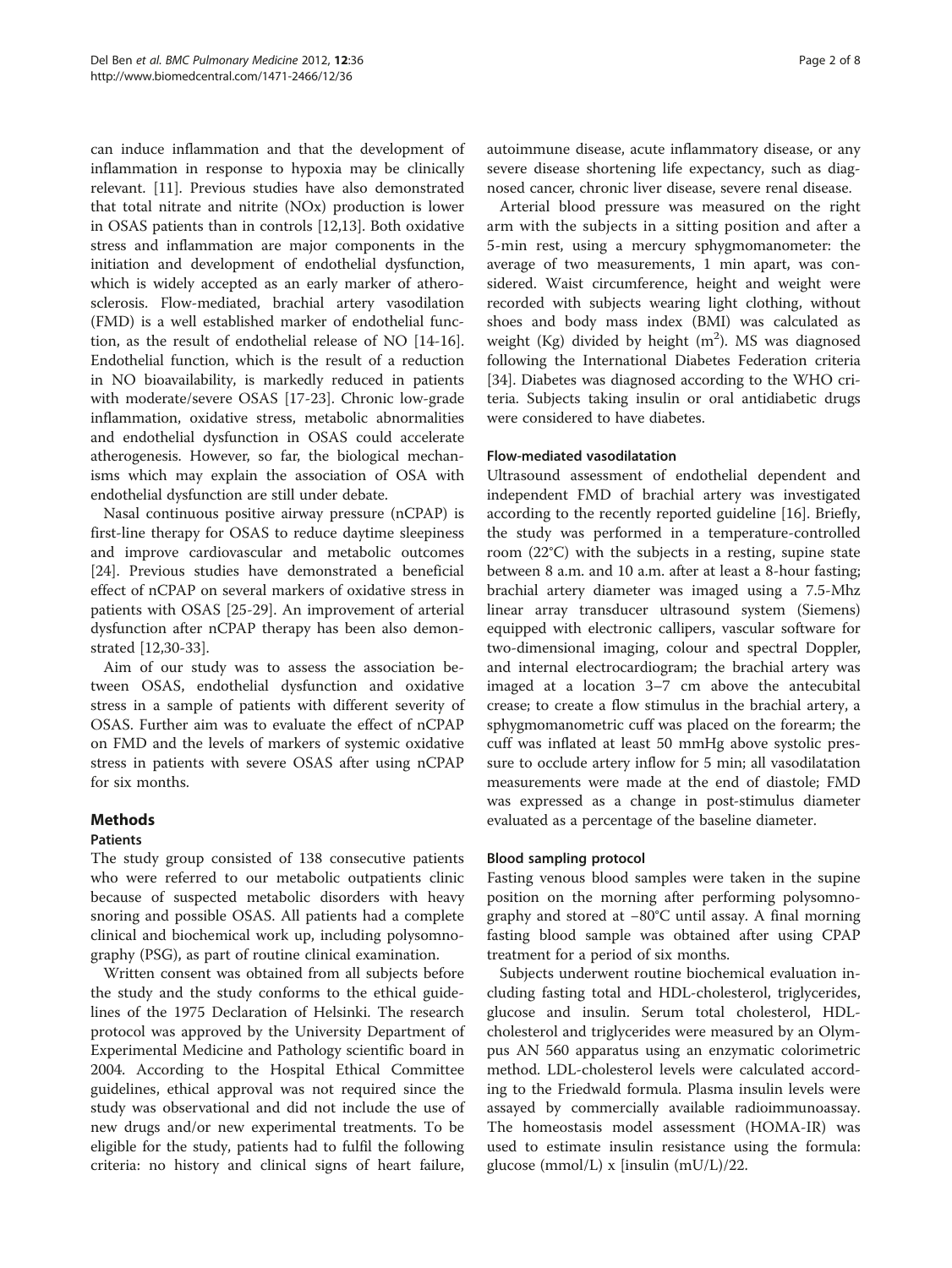can induce inflammation and that the development of inflammation in response to hypoxia may be clinically relevant. [11]. Previous studies have also demonstrated that total nitrate and nitrite (NOx) production is lower in OSAS patients than in controls [12,13]. Both oxidative stress and inflammation are major components in the initiation and development of endothelial dysfunction, which is widely accepted as an early marker of atherosclerosis. Flow-mediated, brachial artery vasodilation (FMD) is a well established marker of endothelial function, as the result of endothelial release of NO [14-16]. Endothelial function, which is the result of a reduction in NO bioavailability, is markedly reduced in patients with moderate/severe OSAS [17-23]. Chronic low-grade inflammation, oxidative stress, metabolic abnormalities and endothelial dysfunction in OSAS could accelerate atherogenesis. However, so far, the biological mechanisms which may explain the association of OSA with endothelial dysfunction are still under debate.

Nasal continuous positive airway pressure (nCPAP) is first-line therapy for OSAS to reduce daytime sleepiness and improve cardiovascular and metabolic outcomes [24]. Previous studies have demonstrated a beneficial effect of nCPAP on several markers of oxidative stress in patients with OSAS [25-29]. An improvement of arterial dysfunction after nCPAP therapy has been also demonstrated [12,30-33].

Aim of our study was to assess the association between OSAS, endothelial dysfunction and oxidative stress in a sample of patients with different severity of OSAS. Further aim was to evaluate the effect of nCPAP on FMD and the levels of markers of systemic oxidative stress in patients with severe OSAS after using nCPAP for six months.

## Methods

### Patients

The study group consisted of 138 consecutive patients who were referred to our metabolic outpatients clinic because of suspected metabolic disorders with heavy snoring and possible OSAS. All patients had a complete clinical and biochemical work up, including polysomnography (PSG), as part of routine clinical examination.

Written consent was obtained from all subjects before the study and the study conforms to the ethical guidelines of the 1975 Declaration of Helsinki. The research protocol was approved by the University Department of Experimental Medicine and Pathology scientific board in 2004. According to the Hospital Ethical Committee guidelines, ethical approval was not required since the study was observational and did not include the use of new drugs and/or new experimental treatments. To be eligible for the study, patients had to fulfil the following criteria: no history and clinical signs of heart failure, autoimmune disease, acute inflammatory disease, or any severe disease shortening life expectancy, such as diagnosed cancer, chronic liver disease, severe renal disease.

Arterial blood pressure was measured on the right arm with the subjects in a sitting position and after a 5-min rest, using a mercury sphygmomanometer: the average of two measurements, 1 min apart, was considered. Waist circumference, height and weight were recorded with subjects wearing light clothing, without shoes and body mass index (BMI) was calculated as weight (Kg) divided by height ($m^2$). MS was diagnosed following the International Diabetes Federation criteria [34]. Diabetes was diagnosed according to the WHO criteria. Subjects taking insulin or oral antidiabetic drugs were considered to have diabetes.

### Flow-mediated vasodilatation

Ultrasound assessment of endothelial dependent and independent FMD of brachial artery was investigated according to the recently reported guideline [16]. Briefly, the study was performed in a temperature-controlled room (22°C) with the subjects in a resting, supine state between 8 a.m. and 10 a.m. after at least a 8-hour fasting; brachial artery diameter was imaged using a 7.5-Mhz linear array transducer ultrasound system (Siemens) equipped with electronic callipers, vascular software for two-dimensional imaging, colour and spectral Doppler, and internal electrocardiogram; the brachial artery was imaged at a location 3–7 cm above the antecubital crease; to create a flow stimulus in the brachial artery, a sphygmomanometric cuff was placed on the forearm; the cuff was inflated at least 50 mmHg above systolic pressure to occlude artery inflow for 5 min; all vasodilatation measurements were made at the end of diastole; FMD was expressed as a change in post-stimulus diameter evaluated as a percentage of the baseline diameter.

### Blood sampling protocol

Fasting venous blood samples were taken in the supine position on the morning after performing polysomnography and stored at −80°C until assay. A final morning fasting blood sample was obtained after using CPAP treatment for a period of six months.

Subjects underwent routine biochemical evaluation including fasting total and HDL-cholesterol, triglycerides, glucose and insulin. Serum total cholesterol, HDL-cholesterol and triglycerides were measured by an Olympus AN 560 apparatus using an enzymatic colorimetric method. LDL-cholesterol levels were calculated according to the Friedwald formula. Plasma insulin levels were assayed by commercially available radioimmunoassay. The homeostasis model assessment (HOMA-IR) was used to estimate insulin resistance using the formula: glucose (mmol/L) x [insulin (mU/L)/22.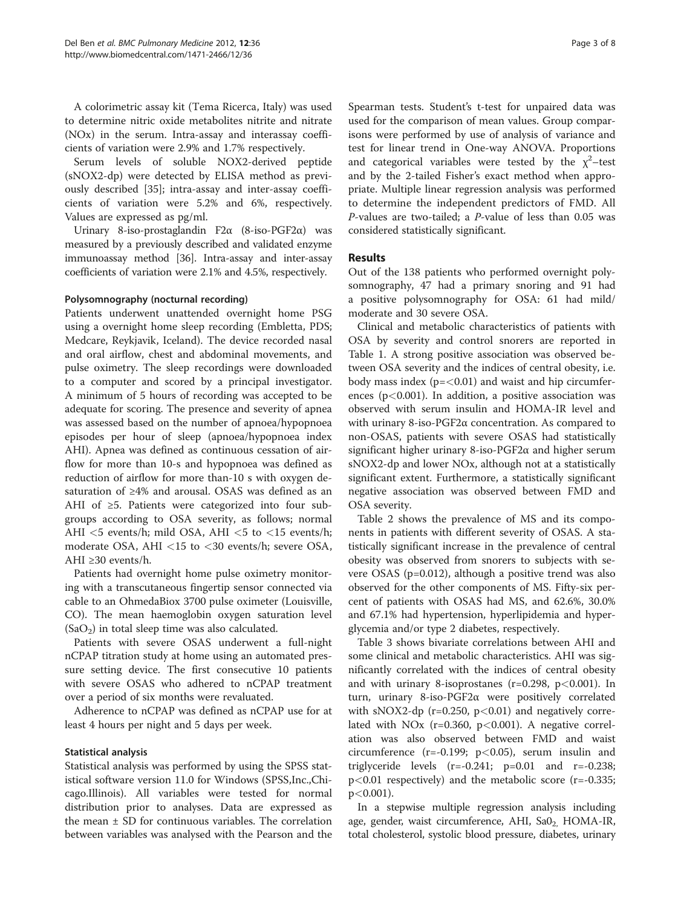A colorimetric assay kit (Tema Ricerca, Italy) was used to determine nitric oxide metabolites nitrite and nitrate (NOx) in the serum. Intra-assay and interassay coefficients of variation were 2.9% and 1.7% respectively.

Serum levels of soluble NOX2-derived peptide (sNOX2-dp) were detected by ELISA method as previously described [35]; intra-assay and inter-assay coefficients of variation were 5.2% and 6%, respectively. Values are expressed as pg/ml.

Urinary 8-iso-prostaglandin F2α (8-iso-PGF2α) was measured by a previously described and validated enzyme immunoassay method [36]. Intra-assay and inter-assay coefficients of variation were 2.1% and 4.5%, respectively.

### Polysomnography (nocturnal recording)

Patients underwent unattended overnight home PSG using a overnight home sleep recording (Embletta, PDS; Medcare, Reykjavik, Iceland). The device recorded nasal and oral airflow, chest and abdominal movements, and pulse oximetry. The sleep recordings were downloaded to a computer and scored by a principal investigator. A minimum of 5 hours of recording was accepted to be adequate for scoring. The presence and severity of apnea was assessed based on the number of apnoea/hypopnoea episodes per hour of sleep (apnoea/hypopnoea index AHI). Apnea was defined as continuous cessation of airflow for more than 10-s and hypopnoea was defined as reduction of airflow for more than-10 s with oxygen desaturation of ≥4% and arousal. OSAS was defined as an AHI of ≥5. Patients were categorized into four subgroups according to OSA severity, as follows; normal AHI <5 events/h; mild OSA, AHI <5 to <15 events/h; moderate OSA, AHI <15 to <30 events/h; severe OSA, AHI ≥30 events/h.

Patients had overnight home pulse oximetry monitoring with a transcutaneous fingertip sensor connected via cable to an OhmedaBiox 3700 pulse oximeter (Louisville, CO). The mean haemoglobin oxygen saturation level ($SaO_2$) in total sleep time was also calculated.

Patients with severe OSAS underwent a full-night nCPAP titration study at home using an automated pressure setting device. The first consecutive 10 patients with severe OSAS who adhered to nCPAP treatment over a period of six months were revaluated.

Adherence to nCPAP was defined as nCPAP use for at least 4 hours per night and 5 days per week.

### Statistical analysis

Statistical analysis was performed by using the SPSS statistical software version 11.0 for Windows (SPSS,Inc.,Chicago.Illinois). All variables were tested for normal distribution prior to analyses. Data are expressed as the mean ± SD for continuous variables. The correlation between variables was analysed with the Pearson and the Spearman tests. Student's t-test for unpaired data was used for the comparison of mean values. Group comparisons were performed by use of analysis of variance and test for linear trend in One-way ANOVA. Proportions and categorical variables were tested by the $\chi^2$–test and by the 2-tailed Fisher's exact method when appropriate. Multiple linear regression analysis was performed to determine the independent predictors of FMD. All *P*-values are two-tailed; a *P*-value of less than 0.05 was considered statistically significant.

## Results

Out of the 138 patients who performed overnight polysomnography, 47 had a primary snoring and 91 had a positive polysomnography for OSA: 61 had mild/moderate and 30 severe OSA.

Clinical and metabolic characteristics of patients with OSA by severity and control snorers are reported in Table 1. A strong positive association was observed between OSA severity and the indices of central obesity, i.e. body mass index (p=<0.01) and waist and hip circumferences (p<0.001). In addition, a positive association was observed with serum insulin and HOMA-IR level and with urinary 8-iso-PGF2α concentration. As compared to non-OSAS, patients with severe OSAS had statistically significant higher urinary 8-iso-PGF2α and higher serum sNOX2-dp and lower NOx, although not at a statistically significant extent. Furthermore, a statistically significant negative association was observed between FMD and OSA severity.

Table 2 shows the prevalence of MS and its components in patients with different severity of OSAS. A statistically significant increase in the prevalence of central obesity was observed from snorers to subjects with severe OSAS (p=0.012), although a positive trend was also observed for the other components of MS. Fifty-six percent of patients with OSAS had MS, and 62.6%, 30.0% and 67.1% had hypertension, hyperlipidemia and hyperglycemia and/or type 2 diabetes, respectively.

Table 3 shows bivariate correlations between AHI and some clinical and metabolic characteristics. AHI was significantly correlated with the indices of central obesity and with urinary 8-isoprostanes (r=0.298, p<0.001). In turn, urinary 8-iso-PGF2α were positively correlated with sNOX2-dp (r=0.250, p<0.01) and negatively correlated with NOx (r=0.360, p<0.001). A negative correlation was also observed between FMD and waist circumference (r=-0.199; p<0.05), serum insulin and triglyceride levels (r=-0.241; p=0.01 and r=-0.238; p<0.01 respectively) and the metabolic score (r=-0.335; p<0.001).

In a stepwise multiple regression analysis including age, gender, waist circumference, AHI, $Sa0_2$, HOMA-IR, total cholesterol, systolic blood pressure, diabetes, urinary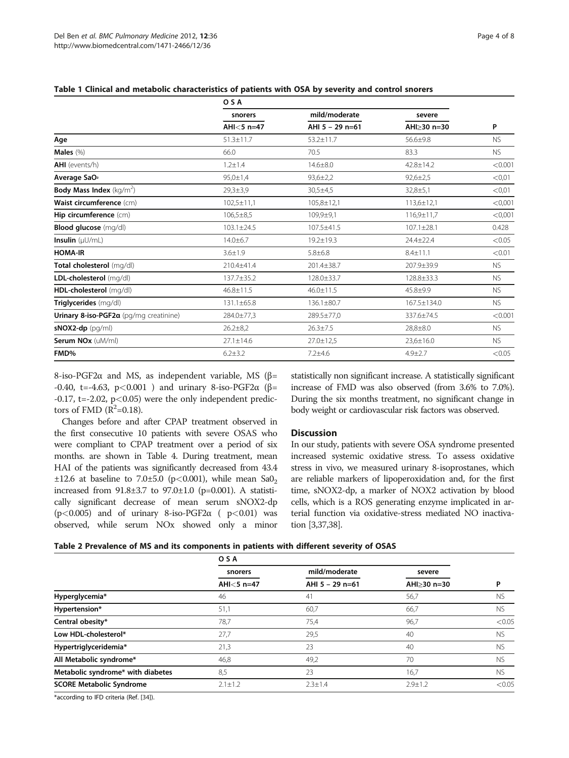**Table 1 Clinical and metabolic characteristics of patients with OSA by severity and control snorers**

| | OSA | | | |
|---|---|---|---|---|
| | snorers | mild/moderate | severe | |
| | AHI<5 n=47 | AHI 5 – 29 n=61 | AHI≥30 n=30 | P |
| **Age** | 51.3±11.7 | 53.2±11.7 | 56.6±9.8 | NS |
| **Males** (%) | 66.0 | 70.5 | 83.3 | NS |
| **AHI** (events/h) | 1.2±1.4 | 14.6±8.0 | 42.8±14.2 | <0.001 |
| **Average SaO₂** | 95,0±1,4 | 93,6±2,2 | 92,6±2,5 | <0,01 |
| **Body Mass Index** ($kg/m^2$) | 29,3±3,9 | 30,5±4,5 | 32,8±5,1 | <0,01 |
| **Waist circumference** (cm) | 102,5±11,1 | 105,8±12,1 | 113,6±12,1 | <0,001 |
| **Hip circumference** (cm) | 106,5±8,5 | 109,9±9,1 | 116,9±11,7 | <0,001 |
| **Blood glucose** (mg/dl) | 103.1±24.5 | 107.5±41.5 | 107.1±28.1 | 0.428 |
| **Insulin** (μU/mL) | 14.0±6.7 | 19.2±19.3 | 24.4±22.4 | <0.05 |
| **HOMA-IR** | 3.6±1.9 | 5.8±6.8 | 8.4±11.1 | <0.01 |
| **Total cholesterol** (mg/dl) | 210.4±41.4 | 201.4±38.7 | 207.9±39.9 | NS |
| **LDL-cholesterol** (mg/dl) | 137.7±35.2 | 128.0±33.7 | 128.8±33.3 | NS |
| **HDL-cholesterol** (mg/dl) | 46.8±11.5 | 46.0±11.5 | 45.8±9.9 | NS |
| **Triglycerides** (mg/dl) | 131.1±65.8 | 136.1±80.7 | 167.5±134.0 | NS |
| **Urinary 8-iso-PGF2α** (pg/mg creatinine) | 284.0±77,3 | 289.5±77,0 | 337.6±74.5 | <0.001 |
| **sNOX2-dp** (pg/ml) | 26.2±8,2 | 26.3±7.5 | 28,8±8.0 | NS |
| **Serum NOx** (uM/ml) | 27.1±14.6 | 27.0±12,5 | 23,6±16.0 | NS |
| **FMD%** | 6.2±3.2 | 7.2±4.6 | 4.9±2.7 | <0.05 |

8-iso-PGF2α and MS, as independent variable, MS ($\beta = -0.40$, $t = -4.63$, $p < 0.001$ ) and urinary 8-iso-PGF2α ($\beta = -0.17$, $t = -2.02$, $p < 0.05$) were the only independent predictors of FMD ($R^2 = 0.18$).

Changes before and after CPAP treatment observed in the first consecutive 10 patients with severe OSAS who were compliant to CPAP treatment over a period of six months. are shown in Table 4. During treatment, mean HAI of the patients was significantly decreased from 43.4 ±12.6 at baseline to 7.0±5.0 ($p < 0.001$), while mean $Sa0_2$ increased from 91.8±3.7 to 97.0±1.0 (p=0.001). A statistically significant decrease of mean serum sNOX2-dp ($p < 0.005$) and of urinary 8-iso-PGF2α ( $p < 0.01$) was observed, while serum NOx showed only a minor statistically non significant increase. A statistically significant increase of FMD was also observed (from 3.6% to 7.0%). During the six months treatment, no significant change in body weight or cardiovascular risk factors was observed.

## Discussion

In our study, patients with severe OSA syndrome presented increased systemic oxidative stress. To assess oxidative stress in vivo, we measured urinary 8-isoprostanes, which are reliable markers of lipoperoxidation and, for the first time, sNOX2-dp, a marker of NOX2 activation by blood cells, which is a ROS generating enzyme implicated in arterial function via oxidative-stress mediated NO inactivation [3,37,38].

**Table 2 Prevalence of MS and its components in patients with different severity of OSAS**

| | OSA | | | |
|---|---|---|---|---|
| | snorers | mild/moderate | severe | |
| | AHI<5 n=47 | AHI 5 – 29 n=61 | AHI≥30 n=30 | P |
| **Hyperglycemia*** | 46 | 41 | 56,7 | NS |
| **Hypertension*** | 51,1 | 60,7 | 66,7 | NS |
| **Central obesity*** | 78,7 | 75,4 | 96,7 | <0.05 |
| **Low HDL-cholesterol*** | 27,7 | 29,5 | 40 | NS |
| **Hypertriglyceridemia*** | 21,3 | 23 | 40 | NS |
| **All Metabolic syndrome*** | 46,8 | 49,2 | 70 | NS |
| **Metabolic syndrome* with diabetes** | 8,5 | 23 | 16,7 | NS |
| **SCORE Metabolic Syndrome** | 2.1±1.2 | 2.3±1.4 | 2.9±1.2 | <0.05 |

*according to IFD criteria (Ref. [34]).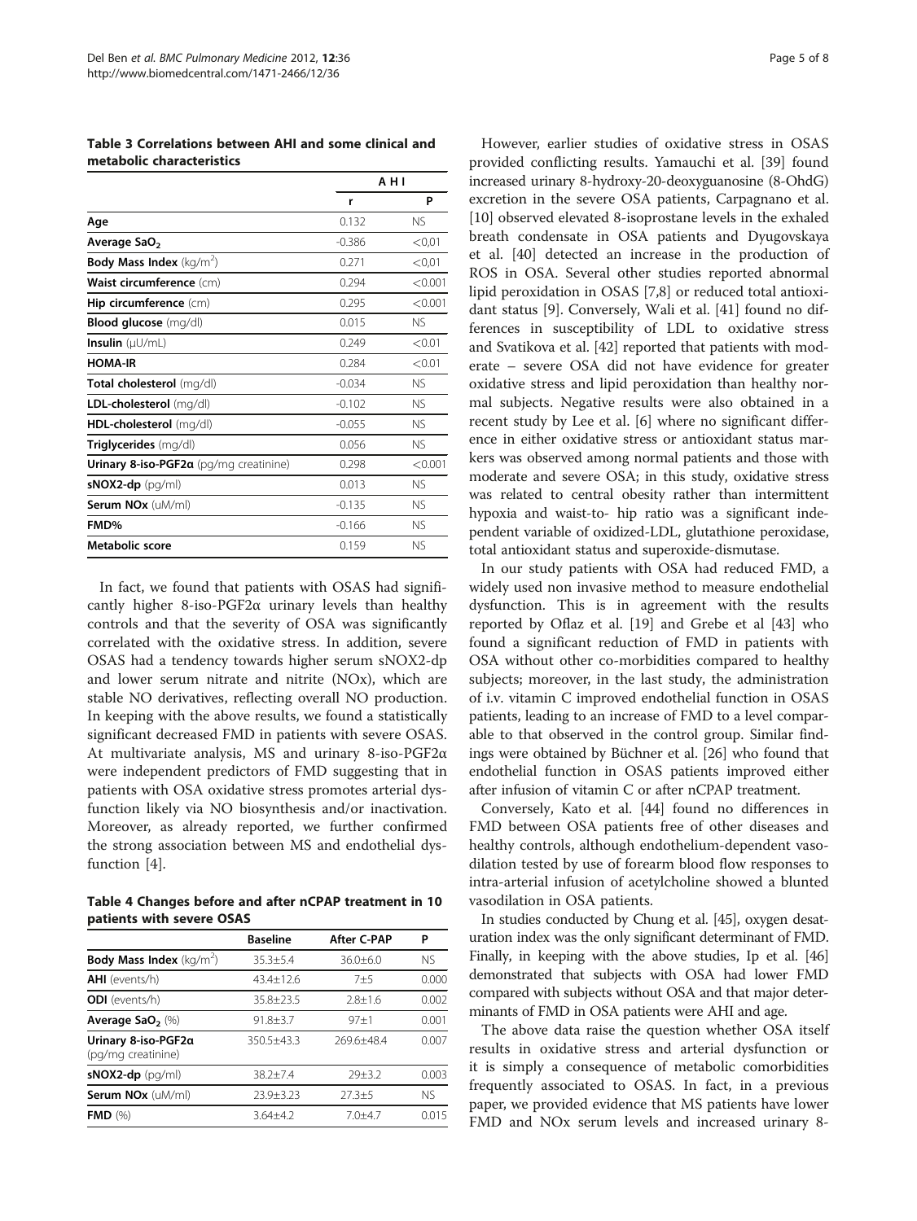**Table 3 Correlations between AHI and some clinical and metabolic characteristics**

| | AHI | |
|---|---|---|
| | r | P |
| **Age** | 0.132 | NS |
| **Average $SaO_2$** | -0.386 | <0,01 |
| **Body Mass Index** ($kg/m^2$) | 0.271 | <0,01 |
| **Waist circumference** (cm) | 0.294 | <0.001 |
| **Hip circumference** (cm) | 0.295 | <0.001 |
| **Blood glucose** (mg/dl) | 0.015 | NS |
| **Insulin** (μU/mL) | 0.249 | <0.01 |
| **HOMA-IR** | 0.284 | <0.01 |
| **Total cholesterol** (mg/dl) | -0.034 | NS |
| **LDL-cholesterol** (mg/dl) | -0.102 | NS |
| **HDL-cholesterol** (mg/dl) | -0.055 | NS |
| **Triglycerides** (mg/dl) | 0.056 | NS |
| **Urinary 8-iso-PGF2α** (pg/mg creatinine) | 0.298 | <0.001 |
| **sNOX2-dp** (pg/ml) | 0.013 | NS |
| **Serum NOx** (uM/ml) | -0.135 | NS |
| **FMD%** | -0.166 | NS |
| **Metabolic score** | 0.159 | NS |

In fact, we found that patients with OSAS had significantly higher 8-iso-PGF2α urinary levels than healthy controls and that the severity of OSA was significantly correlated with the oxidative stress. In addition, severe OSAS had a tendency towards higher serum sNOX2-dp and lower serum nitrate and nitrite (NOx), which are stable NO derivatives, reflecting overall NO production. In keeping with the above results, we found a statistically significant decreased FMD in patients with severe OSAS. At multivariate analysis, MS and urinary 8-iso-PGF2α were independent predictors of FMD suggesting that in patients with OSA oxidative stress promotes arterial dysfunction likely via NO biosynthesis and/or inactivation. Moreover, as already reported, we further confirmed the strong association between MS and endothelial dysfunction [4].

**Table 4 Changes before and after nCPAP treatment in 10 patients with severe OSAS**

| | Baseline | After C-PAP | P |
|---|---|---|---|
| **Body Mass Index** ($kg/m^2$) | 35.3±5.4 | 36.0±6.0 | NS |
| **AHI** (events/h) | 43.4±12.6 | 7±5 | 0.000 |
| **ODI** (events/h) | 35.8±23.5 | 2.8±1.6 | 0.002 |
| **Average $SaO_2$** (%) | 91.8±3.7 | 97±1 | 0.001 |
| **Urinary 8-iso-PGF2α** (pg/mg creatinine) | 350.5±43.3 | 269.6±48.4 | 0.007 |
| **sNOX2-dp** (pg/ml) | 38.2±7.4 | 29±3.2 | 0.003 |
| **Serum NOx** (uM/ml) | 23.9±3.23 | 27.3±5 | NS |
| **FMD** (%) | 3.64±4.2 | 7.0±4.7 | 0.015 |

However, earlier studies of oxidative stress in OSAS provided conflicting results. Yamauchi et al. [39] found increased urinary 8-hydroxy-20-deoxyguanosine (8-OhdG) excretion in the severe OSA patients, Carpagnano et al. [10] observed elevated 8-isoprostane levels in the exhaled breath condensate in OSA patients and Dyugovskaya et al. [40] detected an increase in the production of ROS in OSA. Several other studies reported abnormal lipid peroxidation in OSAS [7,8] or reduced total antioxidant status [9]. Conversely, Wali et al. [41] found no differences in susceptibility of LDL to oxidative stress and Svatikova et al. [42] reported that patients with moderate – severe OSA did not have evidence for greater oxidative stress and lipid peroxidation than healthy normal subjects. Negative results were also obtained in a recent study by Lee et al. [6] where no significant difference in either oxidative stress or antioxidant status markers was observed among normal patients and those with moderate and severe OSA; in this study, oxidative stress was related to central obesity rather than intermittent hypoxia and waist-to- hip ratio was a significant independent variable of oxidized-LDL, glutathione peroxidase, total antioxidant status and superoxide-dismutase.

In our study patients with OSA had reduced FMD, a widely used non invasive method to measure endothelial dysfunction. This is in agreement with the results reported by Oflaz et al. [19] and Grebe et al [43] who found a significant reduction of FMD in patients with OSA without other co-morbidities compared to healthy subjects; moreover, in the last study, the administration of i.v. vitamin C improved endothelial function in OSAS patients, leading to an increase of FMD to a level comparable to that observed in the control group. Similar findings were obtained by Büchner et al. [26] who found that endothelial function in OSAS patients improved either after infusion of vitamin C or after nCPAP treatment.

Conversely, Kato et al. [44] found no differences in FMD between OSA patients free of other diseases and healthy controls, although endothelium-dependent vasodilation tested by use of forearm blood flow responses to intra-arterial infusion of acetylcholine showed a blunted vasodilation in OSA patients.

In studies conducted by Chung et al. [45], oxygen desaturation index was the only significant determinant of FMD. Finally, in keeping with the above studies, Ip et al. [46] demonstrated that subjects with OSA had lower FMD compared with subjects without OSA and that major determinants of FMD in OSA patients were AHI and age.

The above data raise the question whether OSA itself results in oxidative stress and arterial dysfunction or it is simply a consequence of metabolic comorbidities frequently associated to OSAS. In fact, in a previous paper, we provided evidence that MS patients have lower FMD and NOx serum levels and increased urinary 8-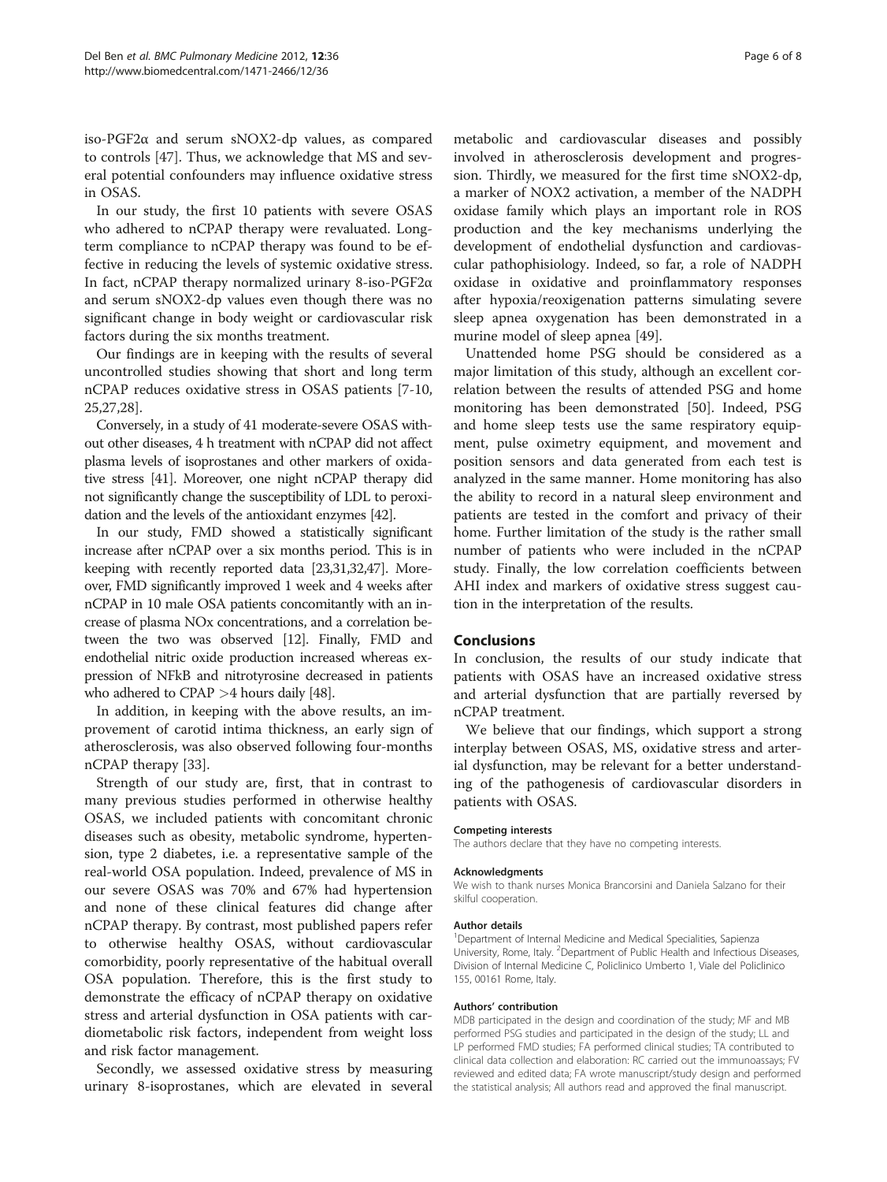iso-PGF2α and serum sNOX2-dp values, as compared to controls [47]. Thus, we acknowledge that MS and several potential confounders may influence oxidative stress in OSAS.

In our study, the first 10 patients with severe OSAS who adhered to nCPAP therapy were revaluated. Long-term compliance to nCPAP therapy was found to be effective in reducing the levels of systemic oxidative stress. In fact, nCPAP therapy normalized urinary 8-iso-PGF2α and serum sNOX2-dp values even though there was no significant change in body weight or cardiovascular risk factors during the six months treatment.

Our findings are in keeping with the results of several uncontrolled studies showing that short and long term nCPAP reduces oxidative stress in OSAS patients [7-10, 25,27,28].

Conversely, in a study of 41 moderate-severe OSAS without other diseases, 4 h treatment with nCPAP did not affect plasma levels of isoprostanes and other markers of oxidative stress [41]. Moreover, one night nCPAP therapy did not significantly change the susceptibility of LDL to peroxidation and the levels of the antioxidant enzymes [42].

In our study, FMD showed a statistically significant increase after nCPAP over a six months period. This is in keeping with recently reported data [23,31,32,47]. Moreover, FMD significantly improved 1 week and 4 weeks after nCPAP in 10 male OSA patients concomitantly with an increase of plasma NOx concentrations, and a correlation between the two was observed [12]. Finally, FMD and endothelial nitric oxide production increased whereas expression of NFkB and nitrotyrosine decreased in patients who adhered to CPAP >4 hours daily [48].

In addition, in keeping with the above results, an improvement of carotid intima thickness, an early sign of atherosclerosis, was also observed following four-months nCPAP therapy [33].

Strength of our study are, first, that in contrast to many previous studies performed in otherwise healthy OSAS, we included patients with concomitant chronic diseases such as obesity, metabolic syndrome, hypertension, type 2 diabetes, i.e. a representative sample of the real-world OSA population. Indeed, prevalence of MS in our severe OSAS was 70% and 67% had hypertension and none of these clinical features did change after nCPAP therapy. By contrast, most published papers refer to otherwise healthy OSAS, without cardiovascular comorbidity, poorly representative of the habitual overall OSA population. Therefore, this is the first study to demonstrate the efficacy of nCPAP therapy on oxidative stress and arterial dysfunction in OSA patients with cardiometabolic risk factors, independent from weight loss and risk factor management.

Secondly, we assessed oxidative stress by measuring urinary 8-isoprostanes, which are elevated in several metabolic and cardiovascular diseases and possibly involved in atherosclerosis development and progression. Thirdly, we measured for the first time sNOX2-dp, a marker of NOX2 activation, a member of the NADPH oxidase family which plays an important role in ROS production and the key mechanisms underlying the development of endothelial dysfunction and cardiovascular pathophisiology. Indeed, so far, a role of NADPH oxidase in oxidative and proinflammatory responses after hypoxia/reoxigenation patterns simulating severe sleep apnea oxygenation has been demonstrated in a murine model of sleep apnea [49].

Unattended home PSG should be considered as a major limitation of this study, although an excellent correlation between the results of attended PSG and home monitoring has been demonstrated [50]. Indeed, PSG and home sleep tests use the same respiratory equipment, pulse oximetry equipment, and movement and position sensors and data generated from each test is analyzed in the same manner. Home monitoring has also the ability to record in a natural sleep environment and patients are tested in the comfort and privacy of their home. Further limitation of the study is the rather small number of patients who were included in the nCPAP study. Finally, the low correlation coefficients between AHI index and markers of oxidative stress suggest caution in the interpretation of the results.

## Conclusions

In conclusion, the results of our study indicate that patients with OSAS have an increased oxidative stress and arterial dysfunction that are partially reversed by nCPAP treatment.

We believe that our findings, which support a strong interplay between OSAS, MS, oxidative stress and arterial dysfunction, may be relevant for a better understanding of the pathogenesis of cardiovascular disorders in patients with OSAS.

#### Competing interests

The authors declare that they have no competing interests.

#### Acknowledgments

We wish to thank nurses Monica Brancorsini and Daniela Salzano for their skilful cooperation.

#### Author details

[1]Department of Internal Medicine and Medical Specialities, Sapienza University, Rome, Italy. [2]Department of Public Health and Infectious Diseases, Division of Internal Medicine C, Policlinico Umberto 1, Viale del Policlinico 155, 00161 Rome, Italy.

#### Authors' contribution

MDB participated in the design and coordination of the study; MF and MB performed PSG studies and participated in the design of the study; LL and LP performed FMD studies; FA performed clinical studies; TA contributed to clinical data collection and elaboration: RC carried out the immunoassays; FV reviewed and edited data; FA wrote manuscript/study design and performed the statistical analysis; All authors read and approved the final manuscript.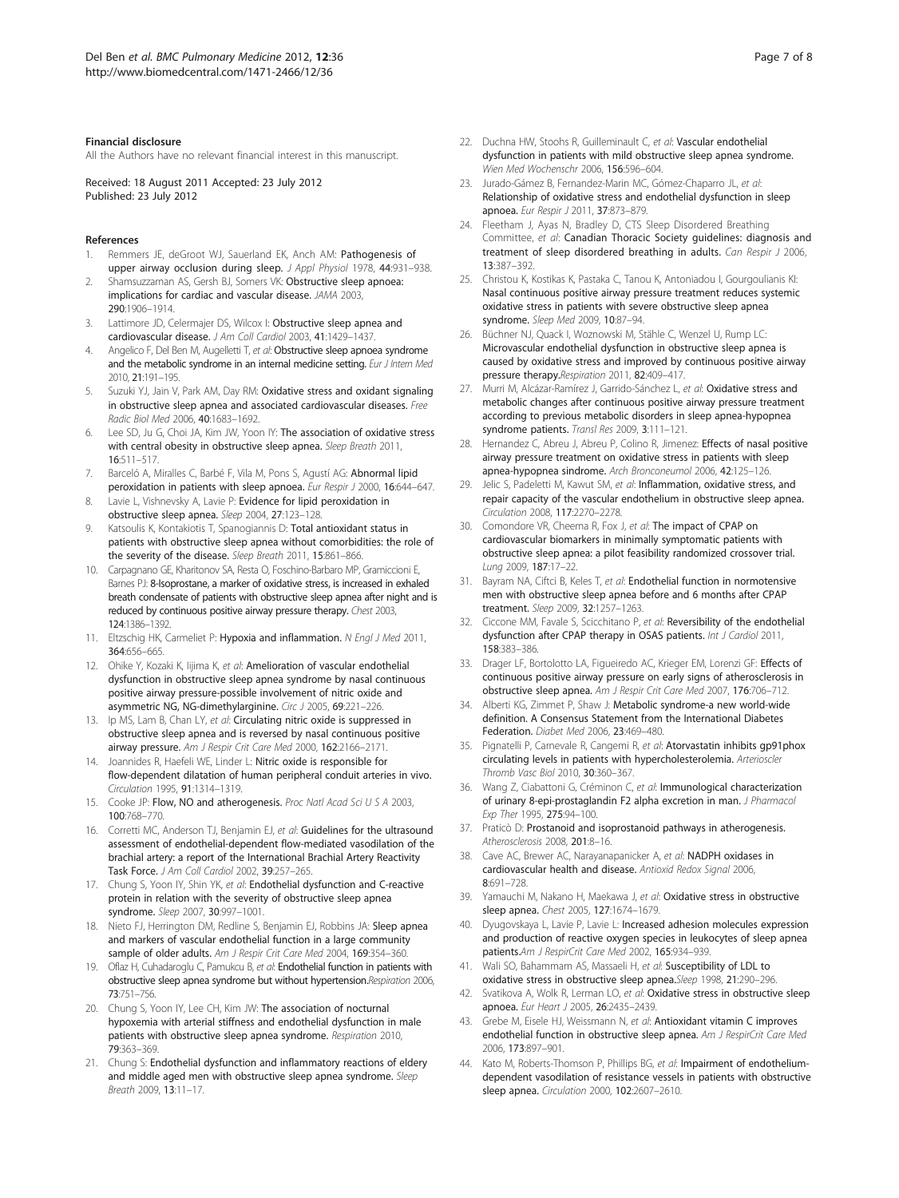#### Financial disclosure

All the Authors have no relevant financial interest in this manuscript.

Received: 18 August 2011 Accepted: 23 July 2012
Published: 23 July 2012

#### References

1. Remmers JE, deGroot WJ, Sauerland EK, Anch AM: **Pathogenesis of upper airway occlusion during sleep.** *J Appl Physiol* 1978, **44**:931–938.
2. Shamsuzzaman AS, Gersh BJ, Somers VK: **Obstructive sleep apnoea: implications for cardiac and vascular disease.** *JAMA* 2003, **290**:1906–1914.
3. Lattimore JD, Celermajer DS, Wilcox I: **Obstructive sleep apnea and cardiovascular disease.** *J Am Coll Cardiol* 2003, **41**:1429–1437.
4. Angelico F, Del Ben M, Augelletti T, *et al*: **Obstructive sleep apnoea syndrome and the metabolic syndrome in an internal medicine setting.** *Eur J Intern Med* 2010, **21**:191–195.
5. Suzuki YJ, Jain V, Park AM, Day RM: **Oxidative stress and oxidant signaling in obstructive sleep apnea and associated cardiovascular diseases.** *Free Radic Biol Med* 2006, **40**:1683–1692.
6. Lee SD, Ju G, Choi JA, Kim JW, Yoon IY: **The association of oxidative stress with central obesity in obstructive sleep apnea.** *Sleep Breath* 2011, **16**:511–517.
7. Barceló A, Miralles C, Barbé F, Vila M, Pons S, Agustí AG: **Abnormal lipid peroxidation in patients with sleep apnoea.** *Eur Respir J* 2000, **16**:644–647.
8. Lavie L, Vishnevsky A, Lavie P: **Evidence for lipid peroxidation in obstructive sleep apnea.** *Sleep* 2004, **27**:123–128.
9. Katsoulis K, Kontakiotis T, Spanogiannis D: **Total antioxidant status in patients with obstructive sleep apnea without comorbidities: the role of the severity of the disease.** *Sleep Breath* 2011, **15**:861–866.
10. Carpagnano GE, Kharitonov SA, Resta O, Foschino-Barbaro MP, Gramiccioni E, Barnes PJ: **8-Isoprostane, a marker of oxidative stress, is increased in exhaled breath condensate of patients with obstructive sleep apnea after night and is reduced by continuous positive airway pressure therapy.** *Chest* 2003, **124**:1386–1392.
11. Eltzschig HK, Carmeliet P: **Hypoxia and inflammation.** *N Engl J Med* 2011, **364**:656–665.
12. Ohike Y, Kozaki K, Iijima K, *et al*: **Amelioration of vascular endothelial dysfunction in obstructive sleep apnea syndrome by nasal continuous positive airway pressure-possible involvement of nitric oxide and asymmetric NG, NG-dimethylarginine.** *Circ J* 2005, **69**:221–226.
13. Ip MS, Lam B, Chan LY, *et al*: **Circulating nitric oxide is suppressed in obstructive sleep apnea and is reversed by nasal continuous positive airway pressure.** *Am J Respir Crit Care Med* 2000, **162**:2166–2171.
14. Joannides R, Haefeli WE, Linder L: **Nitric oxide is responsible for flow-dependent dilatation of human peripheral conduit arteries in vivo.** *Circulation* 1995, **91**:1314–1319.
15. Cooke JP: **Flow, NO and atherogenesis.** *Proc Natl Acad Sci U S A* 2003, **100**:768–770.
16. Corretti MC, Anderson TJ, Benjamin EJ, *et al*: **Guidelines for the ultrasound assessment of endothelial-dependent flow-mediated vasodilation of the brachial artery: a report of the International Brachial Artery Reactivity Task Force.** *J Am Coll Cardiol* 2002, **39**:257–265.
17. Chung S, Yoon IY, Shin YK, *et al*: **Endothelial dysfunction and C-reactive protein in relation with the severity of obstructive sleep apnea syndrome.** *Sleep* 2007, **30**:997–1001.
18. Nieto FJ, Herrington DM, Redline S, Benjamin EJ, Robbins JA: **Sleep apnea and markers of vascular endothelial function in a large community sample of older adults.** *Am J Respir Crit Care Med* 2004, **169**:354–360.
19. Oflaz H, Cuhadaroglu C, Pamukcu B, *et al*: **Endothelial function in patients with obstructive sleep apnea syndrome but without hypertension.** *Respiration* 2006, **73**:751–756.
20. Chung S, Yoon IY, Lee CH, Kim JW: **The association of nocturnal hypoxemia with arterial stiffness and endothelial dysfunction in male patients with obstructive sleep apnea syndrome.** *Respiration* 2010, **79**:363–369.
21. Chung S: **Endothelial dysfunction and inflammatory reactions of eldery and middle aged men with obstructive sleep apnea syndrome.** *Sleep Breath* 2009, **13**:11–17.
22. Duchna HW, Stoohs R, Guilleminault C, *et al*: **Vascular endothelial dysfunction in patients with mild obstructive sleep apnea syndrome.** *Wien Med Wochenschr* 2006, **156**:596–604.
23. Jurado-Gámez B, Fernandez-Marin MC, Gómez-Chaparro JL, *et al*: **Relationship of oxidative stress and endothelial dysfunction in sleep apnoea.** *Eur Respir J* 2011, **37**:873–879.
24. Fleetham J, Ayas N, Bradley D, CTS Sleep Disordered Breathing Committee, *et al*: **Canadian Thoracic Society guidelines: diagnosis and treatment of sleep disordered breathing in adults.** *Can Respir J* 2006, **13**:387–392.
25. Christou K, Kostikas K, Pastaka C, Tanou K, Antoniadou I, Gourgoulianis KI: **Nasal continuous positive airway pressure treatment reduces systemic oxidative stress in patients with severe obstructive sleep apnea syndrome.** *Sleep Med* 2009, **10**:87–94.
26. Büchner NJ, Quack I, Woznowski M, Stähle C, Wenzel U, Rump LC: **Microvascular endothelial dysfunction in obstructive sleep apnea is caused by oxidative stress and improved by continuous positive airway pressure therapy.** *Respiration* 2011, **82**:409–417.
27. Murri M, Alcázar-Ramírez J, Garrido-Sánchez L, *et al*: **Oxidative stress and metabolic changes after continuous positive airway pressure treatment according to previous metabolic disorders in sleep apnea-hypopnea syndrome patients.** *Transl Res* 2009, **3**:111–121.
28. Hernandez C, Abreu J, Abreu P, Colino R, Jimenez: **Effects of nasal positive airway pressure treatment on oxidative stress in patients with sleep apnea-hypopnea sindrome.** *Arch Bronconeumol* 2006, **42**:125–126.
29. Jelic S, Padeletti M, Kawut SM, *et al*: **Inflammation, oxidative stress, and repair capacity of the vascular endothelium in obstructive sleep apnea.** *Circulation* 2008, **117**:2270–2278.
30. Comondore VR, Cheema R, Fox J, *et al*: **The impact of CPAP on cardiovascular biomarkers in minimally symptomatic patients with obstructive sleep apnea: a pilot feasibility randomized crossover trial.** *Lung* 2009, **187**:17–22.
31. Bayram NA, Ciftci B, Keles T, *et al*: **Endothelial function in normotensive men with obstructive sleep apnea before and 6 months after CPAP treatment.** *Sleep* 2009, **32**:1257–1263.
32. Ciccone MM, Favale S, Scicchitano P, *et al*: **Reversibility of the endothelial dysfunction after CPAP therapy in OSAS patients.** *Int J Cardiol* 2011, **158**:383–386.
33. Drager LF, Bortolotto LA, Figueiredo AC, Krieger EM, Lorenzi GF: **Effects of continuous positive airway pressure on early signs of atherosclerosis in obstructive sleep apnea.** *Am J Respir Crit Care Med* 2007, **176**:706–712.
34. Alberti KG, Zimmet P, Shaw J: **Metabolic syndrome-a new world-wide definition. A Consensus Statement from the International Diabetes Federation.** *Diabet Med* 2006, **23**:469–480.
35. Pignatelli P, Carnevale R, Cangemi R, *et al*: **Atorvastatin inhibits gp91phox circulating levels in patients with hypercholesterolemia.** *Arterioscler Thromb Vasc Biol* 2010, **30**:360–367.
36. Wang Z, Ciabattoni G, Créminon C, *et al*: **Immunological characterization of urinary 8-epi-prostaglandin F2 alpha excretion in man.** *J Pharmacol Exp Ther* 1995, **275**:94–100.
37. Praticò D: **Prostanoid and isoprostanoid pathways in atherogenesis.** *Atherosclerosis* 2008, **201**:8–16.
38. Cave AC, Brewer AC, Narayanapanicker A, *et al*: **NADPH oxidases in cardiovascular health and disease.** *Antioxid Redox Signal* 2006, **8**:691–728.
39. Yamauchi M, Nakano H, Maekawa J, *et al*: **Oxidative stress in obstructive sleep apnea.** *Chest* 2005, **127**:1674–1679.
40. Dyugovskaya L, Lavie P, Lavie L: **Increased adhesion molecules expression and production of reactive oxygen species in leukocytes of sleep apnea patients.** *Am J RespirCrit Care Med* 2002, **165**:934–939.
41. Wali SO, Bahammam AS, Massaeli H, *et al*: **Susceptibility of LDL to oxidative stress in obstructive sleep apnea.** *Sleep* 1998, **21**:290–296.
42. Svatikova A, Wolk R, Lerman LO, *et al*: **Oxidative stress in obstructive sleep apnoea.** *Eur Heart J* 2005, **26**:2435–2439.
43. Grebe M, Eisele HJ, Weissmann N, *et al*: **Antioxidant vitamin C improves endothelial function in obstructive sleep apnea.** *Am J RespirCrit Care Med* 2006, **173**:897–901.
44. Kato M, Roberts-Thomson P, Phillips BG, *et al*: **Impairment of endothelium-dependent vasodilation of resistance vessels in patients with obstructive sleep apnea.** *Circulation* 2000, **102**:2607–2610.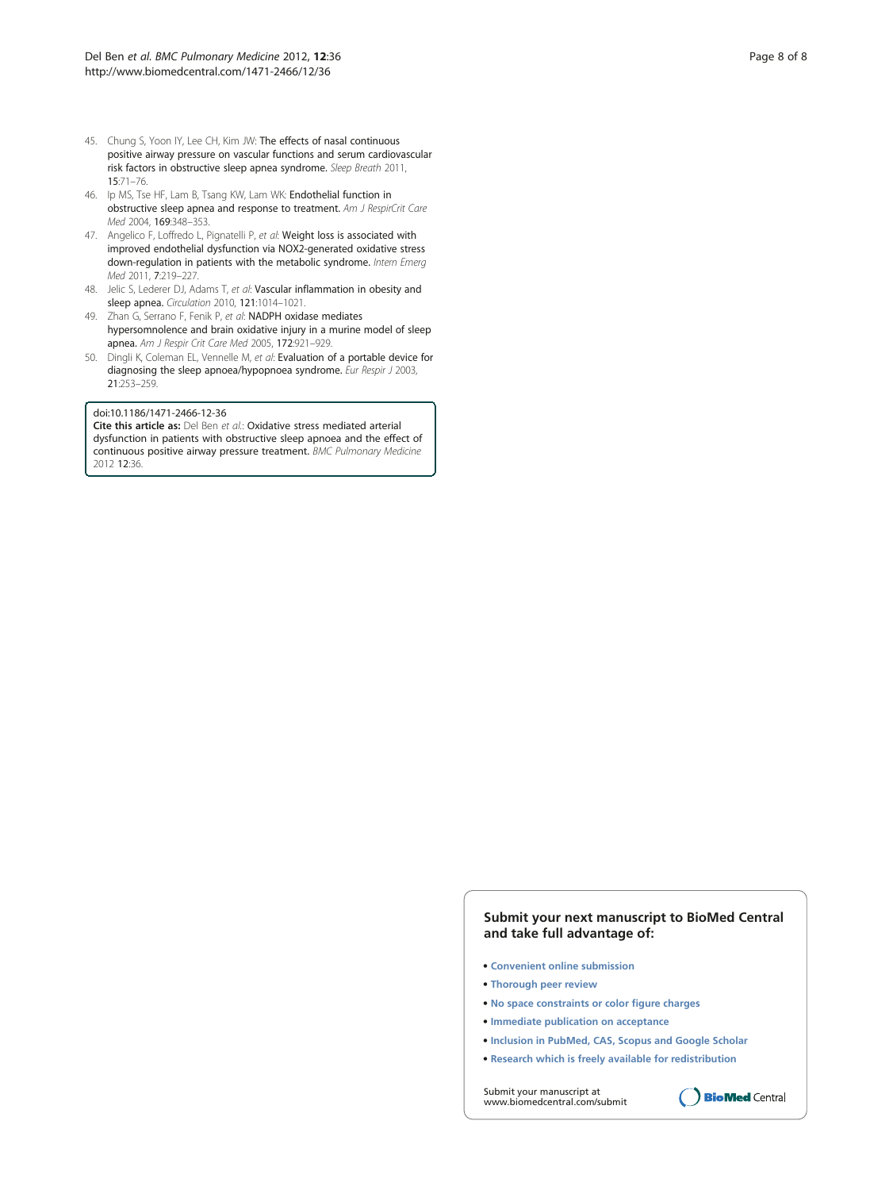45. Chung S, Yoon IY, Lee CH, Kim JW: **The effects of nasal continuous positive airway pressure on vascular functions and serum cardiovascular risk factors in obstructive sleep apnea syndrome.** *Sleep Breath* 2011, **15**:71–76.
46. Ip MS, Tse HF, Lam B, Tsang KW, Lam WK: **Endothelial function in obstructive sleep apnea and response to treatment.** *Am J RespirCrit Care Med* 2004, **169**:348–353.
47. Angelico F, Loffredo L, Pignatelli P, *et al*: **Weight loss is associated with improved endothelial dysfunction via NOX2-generated oxidative stress down-regulation in patients with the metabolic syndrome.** *Intern Emerg Med* 2011, **7**:219–227.
48. Jelic S, Lederer DJ, Adams T, *et al*: **Vascular inflammation in obesity and sleep apnea.** *Circulation* 2010, **121**:1014–1021.
49. Zhan G, Serrano F, Fenik P, *et al*: **NADPH oxidase mediates hypersomnolence and brain oxidative injury in a murine model of sleep apnea.** *Am J Respir Crit Care Med* 2005, **172**:921–929.
50. Dingli K, Coleman EL, Vennelle M, *et al*: **Evaluation of a portable device for diagnosing the sleep apnoea/hypopnoea syndrome.** *Eur Respir J* 2003, **21**:253–259.

doi:10.1186/1471-2466-12-36

**Cite this article as:** Del Ben *et al.*: Oxidative stress mediated arterial dysfunction in patients with obstructive sleep apnoea and the effect of continuous positive airway pressure treatment. *BMC Pulmonary Medicine* 2012 **12**:36.

**Submit your next manuscript to BioMed Central and take full advantage of:**

- **Convenient online submission**
- **Thorough peer review**
- **No space constraints or color figure charges**
- **Immediate publication on acceptance**
- **Inclusion in PubMed, CAS, Scopus and Google Scholar**
- **Research which is freely available for redistribution**

Submit your manuscript at
www.biomedcentral.com/submit

BioMed Central